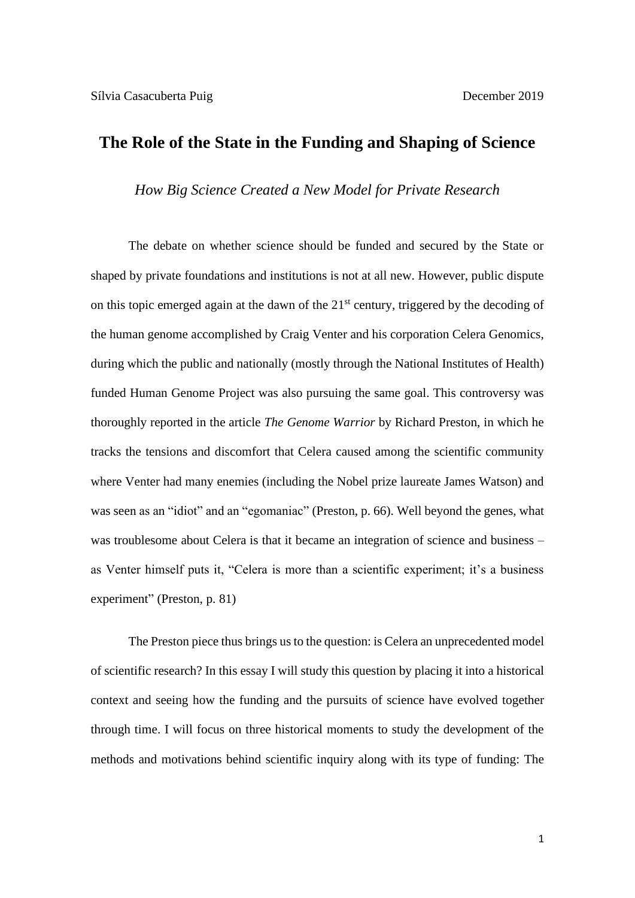Sílvia Casacuberta Puig December 2019

# The Role of the State in the Funding and Shaping of Science

*How Big Science Created a New Model for Private Research*

The debate on whether science should be funded and secured by the State or shaped by private foundations and institutions is not at all new. However, public dispute on this topic emerged again at the dawn of the 21st century, triggered by the decoding of the human genome accomplished by Craig Venter and his corporation Celera Genomics, during which the public and nationally (mostly through the National Institutes of Health) funded Human Genome Project was also pursuing the same goal. This controversy was thoroughly reported in the article *The Genome Warrior* by Richard Preston, in which he tracks the tensions and discomfort that Celera caused among the scientific community where Venter had many enemies (including the Nobel prize laureate James Watson) and was seen as an "idiot" and an "egomaniac" (Preston, p. 66). Well beyond the genes, what was troublesome about Celera is that it became an integration of science and business – as Venter himself puts it, "Celera is more than a scientific experiment; it's a business experiment" (Preston, p. 81)

The Preston piece thus brings us to the question: is Celera an unprecedented model of scientific research? In this essay I will study this question by placing it into a historical context and seeing how the funding and the pursuits of science have evolved together through time. I will focus on three historical moments to study the development of the methods and motivations behind scientific inquiry along with its type of funding: The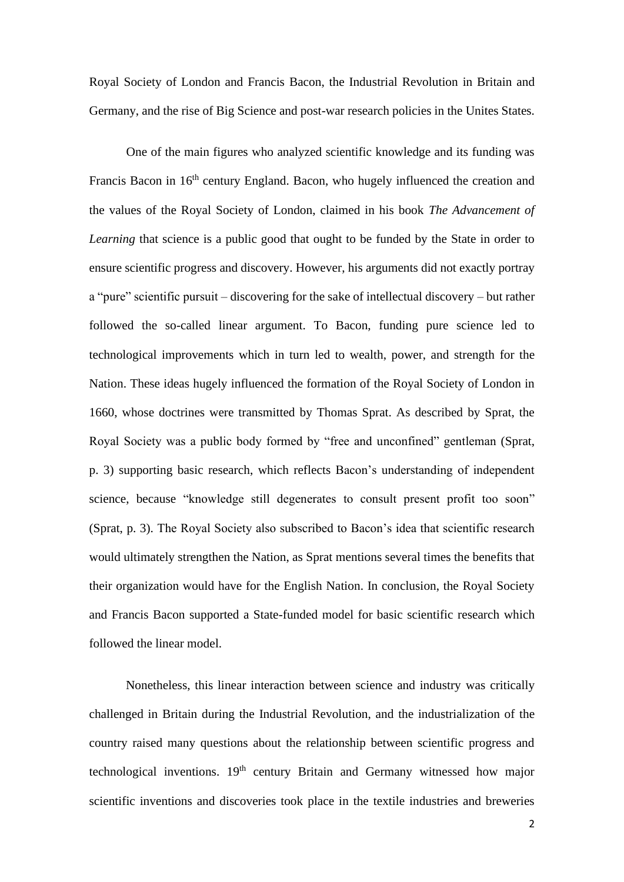Royal Society of London and Francis Bacon, the Industrial Revolution in Britain and Germany, and the rise of Big Science and post-war research policies in the Unites States.

One of the main figures who analyzed scientific knowledge and its funding was Francis Bacon in 16th century England. Bacon, who hugely influenced the creation and the values of the Royal Society of London, claimed in his book *The Advancement of Learning* that science is a public good that ought to be funded by the State in order to ensure scientific progress and discovery. However, his arguments did not exactly portray a "pure" scientific pursuit – discovering for the sake of intellectual discovery – but rather followed the so-called linear argument. To Bacon, funding pure science led to technological improvements which in turn led to wealth, power, and strength for the Nation. These ideas hugely influenced the formation of the Royal Society of London in 1660, whose doctrines were transmitted by Thomas Sprat. As described by Sprat, the Royal Society was a public body formed by "free and unconfined" gentleman (Sprat, p. 3) supporting basic research, which reflects Bacon's understanding of independent science, because "knowledge still degenerates to consult present profit too soon" (Sprat, p. 3). The Royal Society also subscribed to Bacon's idea that scientific research would ultimately strengthen the Nation, as Sprat mentions several times the benefits that their organization would have for the English Nation. In conclusion, the Royal Society and Francis Bacon supported a State-funded model for basic scientific research which followed the linear model.

Nonetheless, this linear interaction between science and industry was critically challenged in Britain during the Industrial Revolution, and the industrialization of the country raised many questions about the relationship between scientific progress and technological inventions. 19th century Britain and Germany witnessed how major scientific inventions and discoveries took place in the textile industries and breweries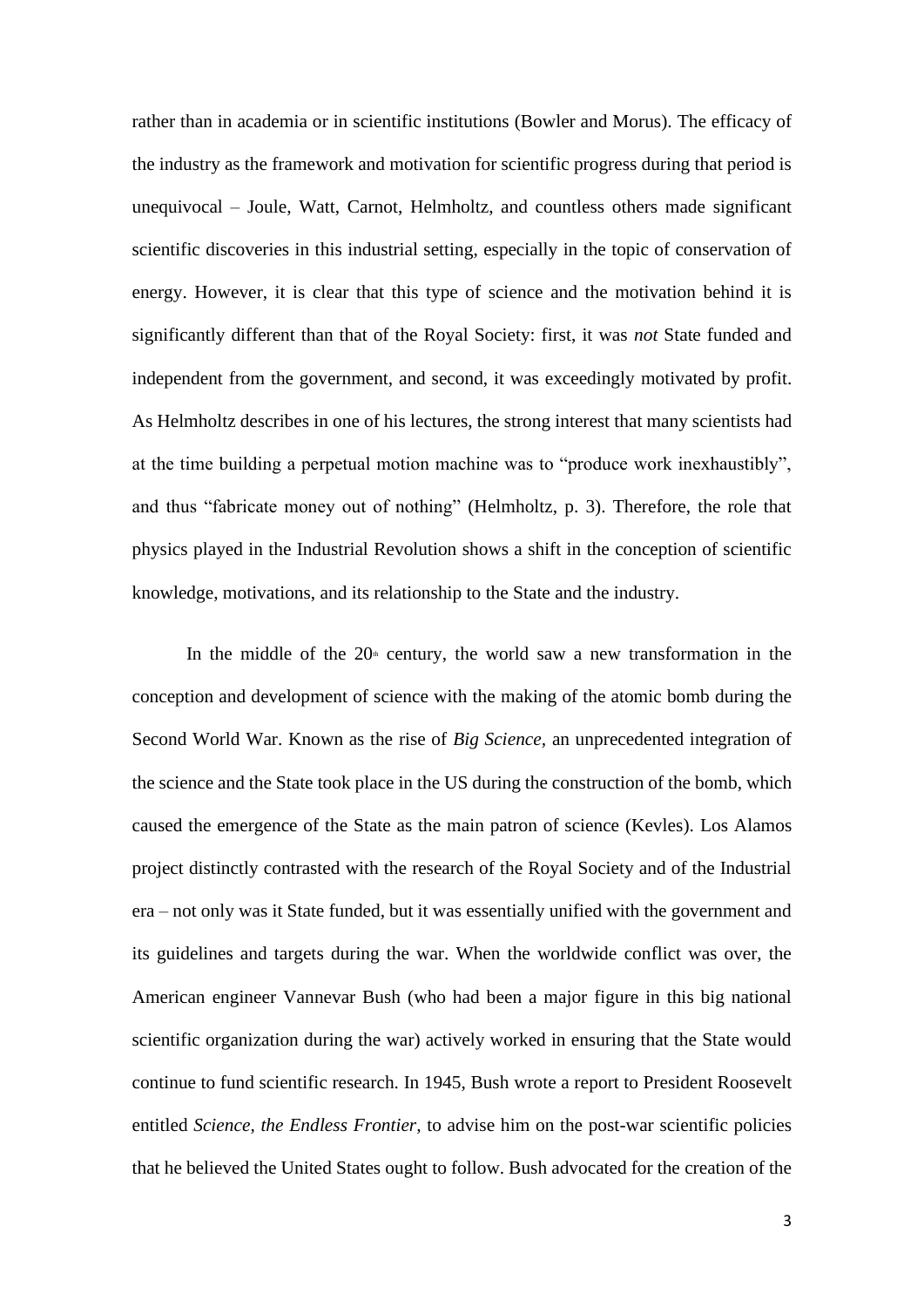rather than in academia or in scientific institutions (Bowler and Morus). The efficacy of the industry as the framework and motivation for scientific progress during that period is unequivocal – Joule, Watt, Carnot, Helmholtz, and countless others made significant scientific discoveries in this industrial setting, especially in the topic of conservation of energy. However, it is clear that this type of science and the motivation behind it is significantly different than that of the Royal Society: first, it was *not* State funded and independent from the government, and second, it was exceedingly motivated by profit. As Helmholtz describes in one of his lectures, the strong interest that many scientists had at the time building a perpetual motion machine was to "produce work inexhaustibly", and thus "fabricate money out of nothing" (Helmholtz, p. 3). Therefore, the role that physics played in the Industrial Revolution shows a shift in the conception of scientific knowledge, motivations, and its relationship to the State and the industry.

In the middle of the 20th century, the world saw a new transformation in the conception and development of science with the making of the atomic bomb during the Second World War. Known as the rise of *Big Science*, an unprecedented integration of the science and the State took place in the US during the construction of the bomb, which caused the emergence of the State as the main patron of science (Kevles). Los Alamos project distinctly contrasted with the research of the Royal Society and of the Industrial era – not only was it State funded, but it was essentially unified with the government and its guidelines and targets during the war. When the worldwide conflict was over, the American engineer Vannevar Bush (who had been a major figure in this big national scientific organization during the war) actively worked in ensuring that the State would continue to fund scientific research. In 1945, Bush wrote a report to President Roosevelt entitled *Science, the Endless Frontier,* to advise him on the post-war scientific policies that he believed the United States ought to follow. Bush advocated for the creation of the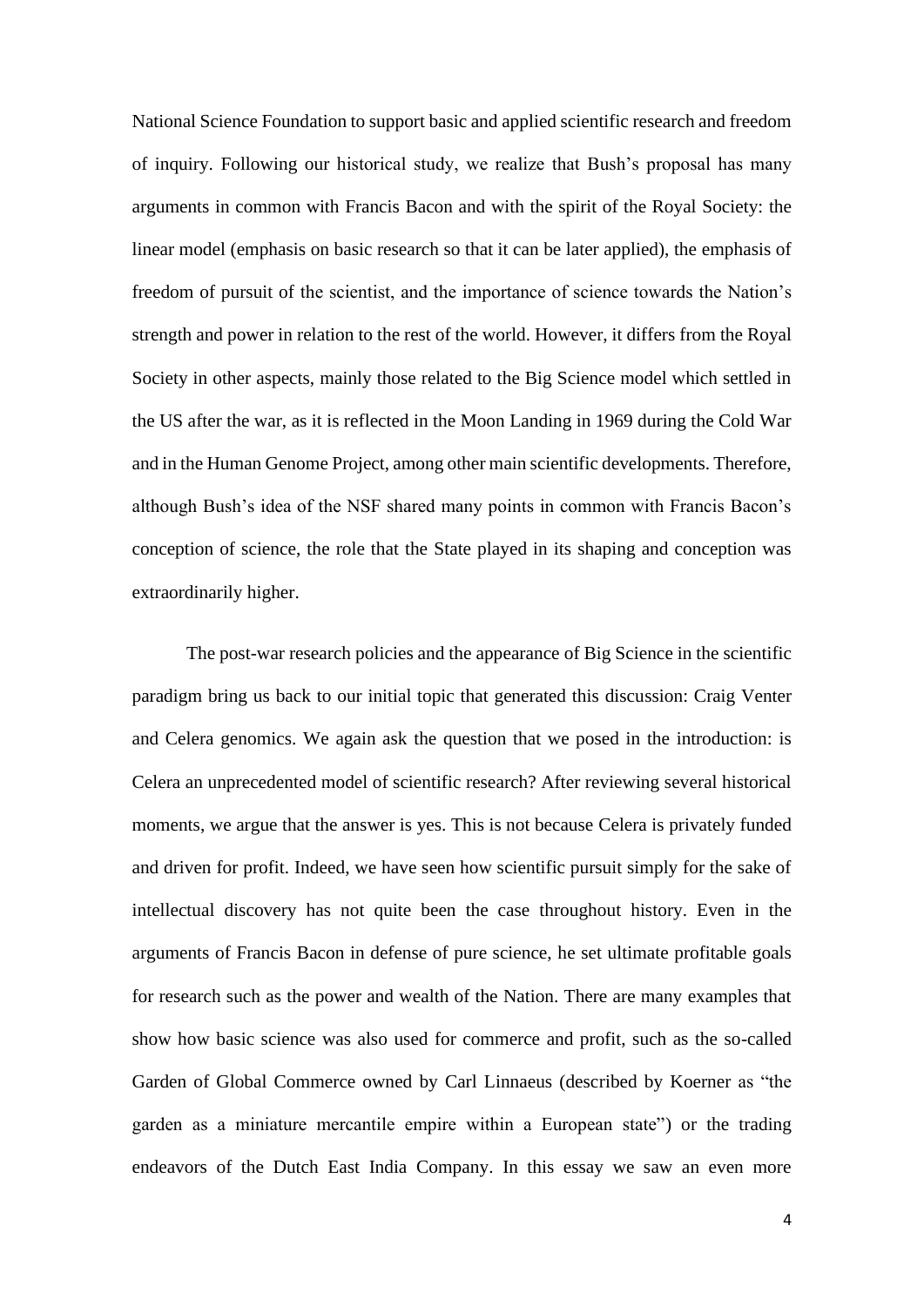National Science Foundation to support basic and applied scientific research and freedom of inquiry. Following our historical study, we realize that Bush's proposal has many arguments in common with Francis Bacon and with the spirit of the Royal Society: the linear model (emphasis on basic research so that it can be later applied), the emphasis of freedom of pursuit of the scientist, and the importance of science towards the Nation's strength and power in relation to the rest of the world. However, it differs from the Royal Society in other aspects, mainly those related to the Big Science model which settled in the US after the war, as it is reflected in the Moon Landing in 1969 during the Cold War and in the Human Genome Project, among other main scientific developments. Therefore, although Bush's idea of the NSF shared many points in common with Francis Bacon's conception of science, the role that the State played in its shaping and conception was extraordinarily higher.

The post-war research policies and the appearance of Big Science in the scientific paradigm bring us back to our initial topic that generated this discussion: Craig Venter and Celera genomics. We again ask the question that we posed in the introduction: is Celera an unprecedented model of scientific research? After reviewing several historical moments, we argue that the answer is yes. This is not because Celera is privately funded and driven for profit. Indeed, we have seen how scientific pursuit simply for the sake of intellectual discovery has not quite been the case throughout history. Even in the arguments of Francis Bacon in defense of pure science, he set ultimate profitable goals for research such as the power and wealth of the Nation. There are many examples that show how basic science was also used for commerce and profit, such as the so-called Garden of Global Commerce owned by Carl Linnaeus (described by Koerner as "the garden as a miniature mercantile empire within a European state") or the trading endeavors of the Dutch East India Company. In this essay we saw an even more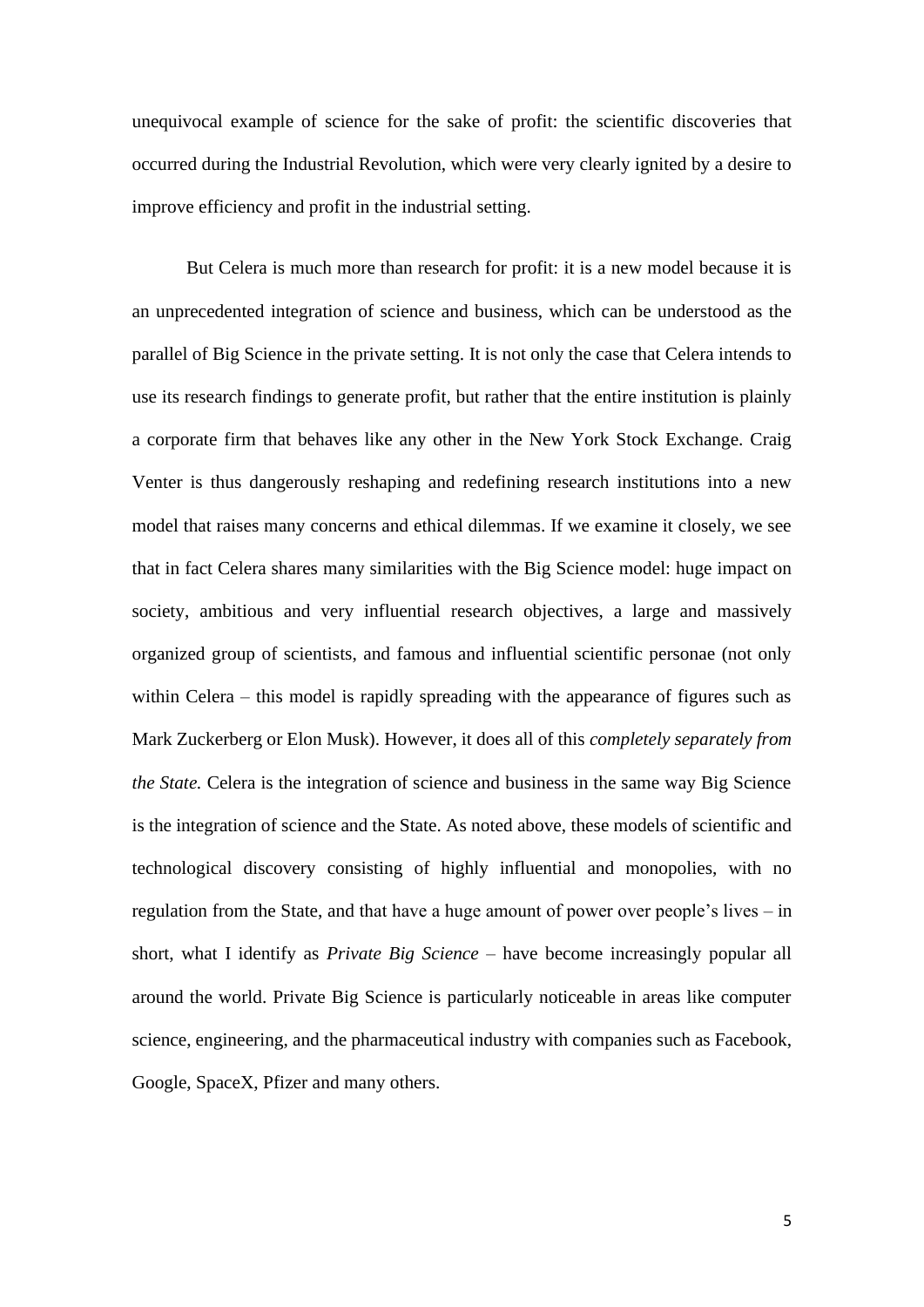unequivocal example of science for the sake of profit: the scientific discoveries that occurred during the Industrial Revolution, which were very clearly ignited by a desire to improve efficiency and profit in the industrial setting.

But Celera is much more than research for profit: it is a new model because it is an unprecedented integration of science and business, which can be understood as the parallel of Big Science in the private setting. It is not only the case that Celera intends to use its research findings to generate profit, but rather that the entire institution is plainly a corporate firm that behaves like any other in the New York Stock Exchange. Craig Venter is thus dangerously reshaping and redefining research institutions into a new model that raises many concerns and ethical dilemmas. If we examine it closely, we see that in fact Celera shares many similarities with the Big Science model: huge impact on society, ambitious and very influential research objectives, a large and massively organized group of scientists, and famous and influential scientific personae (not only within Celera – this model is rapidly spreading with the appearance of figures such as Mark Zuckerberg or Elon Musk). However, it does all of this *completely separately from the State.* Celera is the integration of science and business in the same way Big Science is the integration of science and the State. As noted above, these models of scientific and technological discovery consisting of highly influential and monopolies, with no regulation from the State, and that have a huge amount of power over people's lives – in short, what I identify as *Private Big Science* – have become increasingly popular all around the world. Private Big Science is particularly noticeable in areas like computer science, engineering, and the pharmaceutical industry with companies such as Facebook, Google, SpaceX, Pfizer and many others.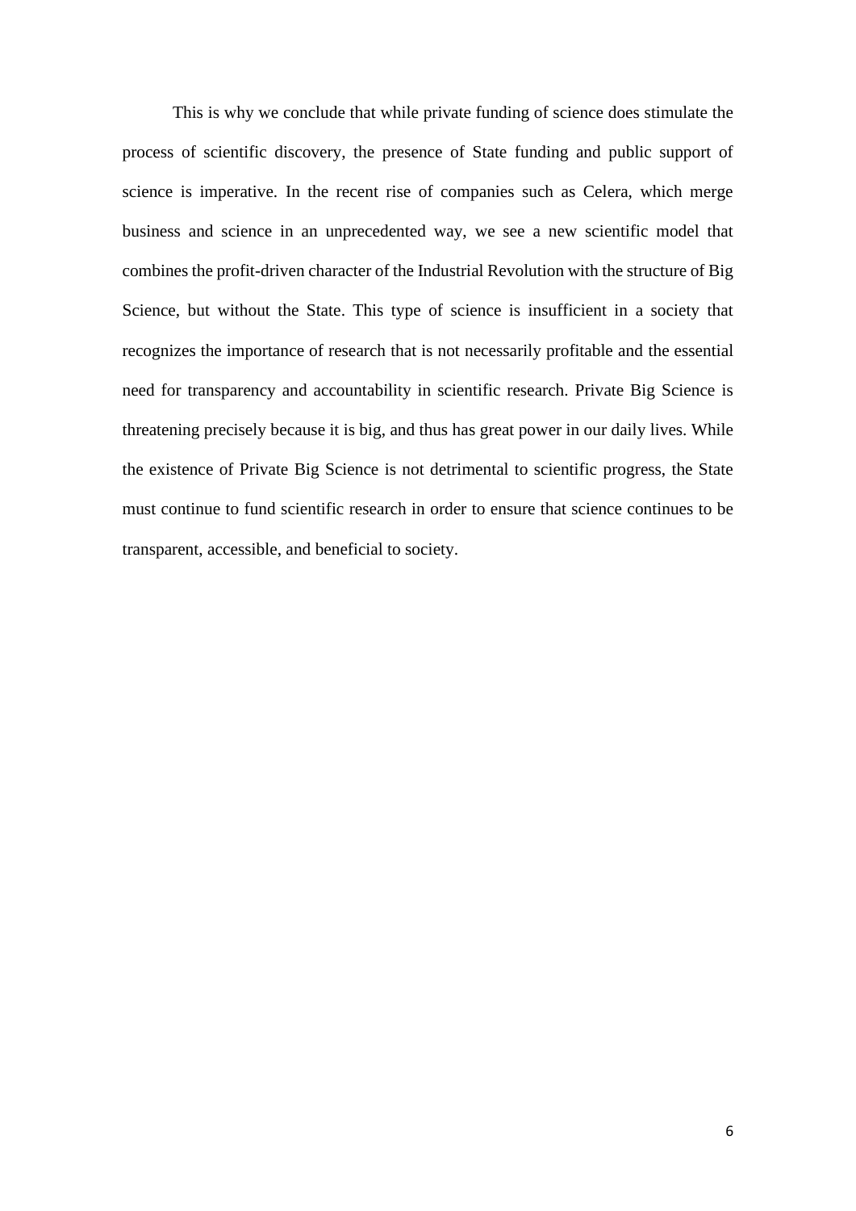This is why we conclude that while private funding of science does stimulate the process of scientific discovery, the presence of State funding and public support of science is imperative. In the recent rise of companies such as Celera, which merge business and science in an unprecedented way, we see a new scientific model that combines the profit-driven character of the Industrial Revolution with the structure of Big Science, but without the State. This type of science is insufficient in a society that recognizes the importance of research that is not necessarily profitable and the essential need for transparency and accountability in scientific research. Private Big Science is threatening precisely because it is big, and thus has great power in our daily lives. While the existence of Private Big Science is not detrimental to scientific progress, the State must continue to fund scientific research in order to ensure that science continues to be transparent, accessible, and beneficial to society.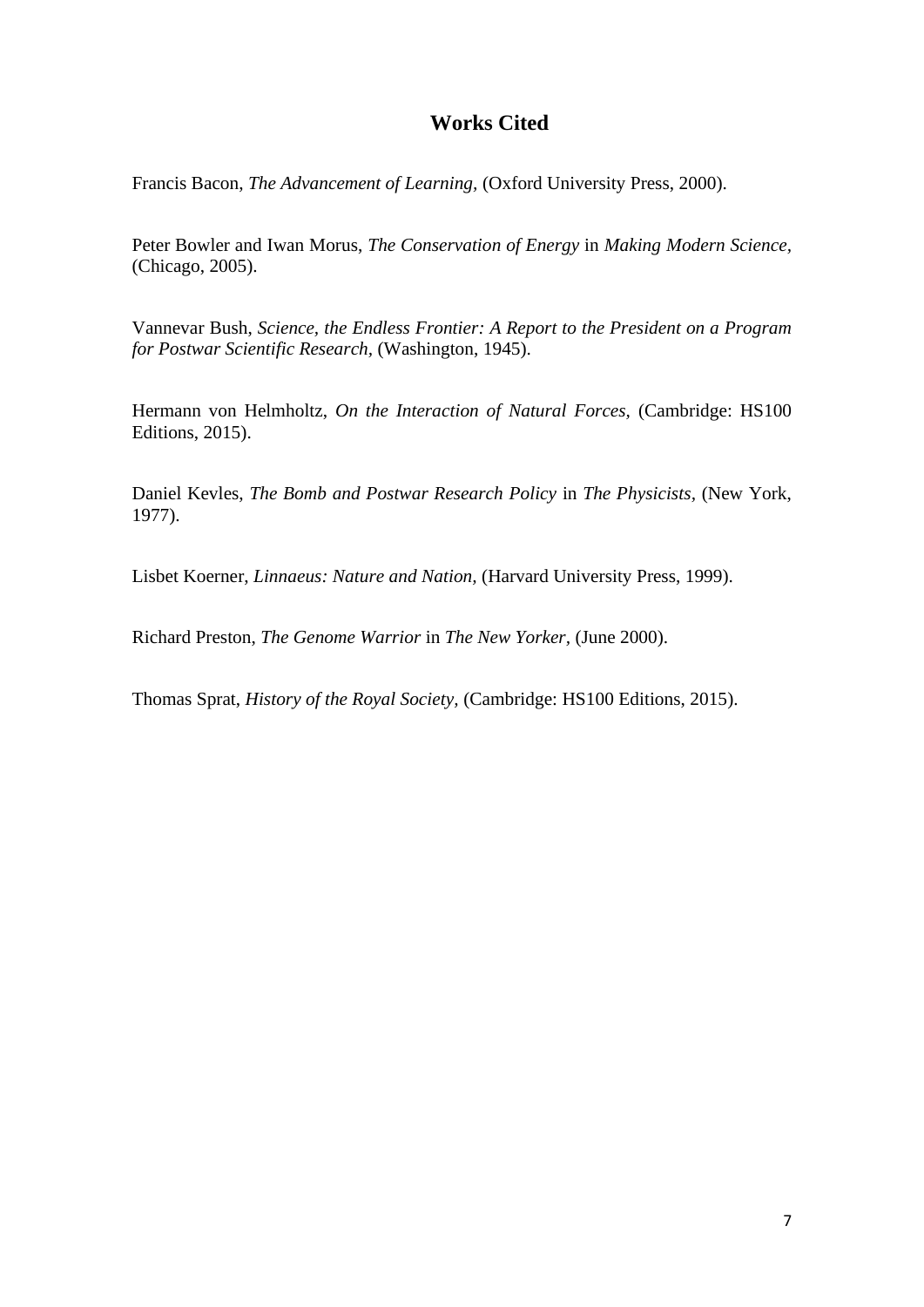# Works Cited

Francis Bacon, *The Advancement of Learning,* (Oxford University Press, 2000).

Peter Bowler and Iwan Morus, *The Conservation of Energy* in *Making Modern Science,* (Chicago, 2005).

Vannevar Bush, *Science, the Endless Frontier: A Report to the President on a Program for Postwar Scientific Research*, (Washington, 1945).

Hermann von Helmholtz, *On the Interaction of Natural Forces,* (Cambridge: HS100 Editions, 2015).

Daniel Kevles, *The Bomb and Postwar Research Policy* in *The Physicists*, (New York, 1977).

Lisbet Koerner, *Linnaeus: Nature and Nation*, (Harvard University Press, 1999).

Richard Preston, *The Genome Warrior* in *The New Yorker*, (June 2000).

Thomas Sprat, *History of the Royal Society,* (Cambridge: HS100 Editions, 2015).